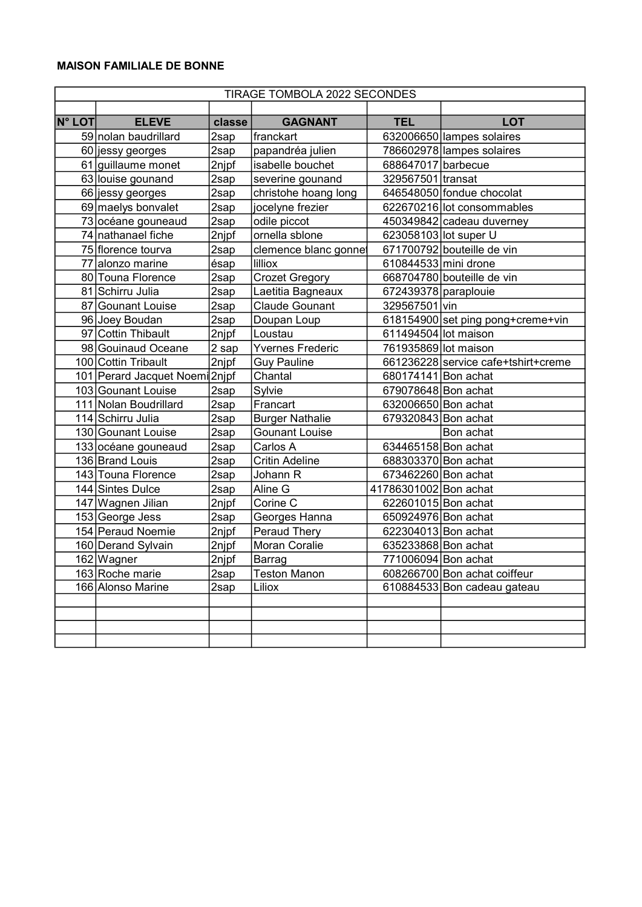**MAISON FAMILIALE DE BONNE**

| TIRAGE TOMBOLA 2022 SECONDES | | | | | |
|---|---|---|---|---|---|
| | | | | | |
| **N° LOT** | **ELEVE** | **classe** | **GAGNANT** | **TEL** | **LOT** |
| 59 | nolan baudrillard | 2sap | franckart | 632006650 | lampes solaires |
| 60 | jessy georges | 2sap | papandréa julien | 786602978 | lampes solaires |
| 61 | guillaume monet | 2njpf | isabelle bouchet | 688647017 | barbecue |
| 63 | louise gounand | 2sap | severine gounand | 329567501 | transat |
| 66 | jessy georges | 2sap | christohe hoang long | 646548050 | fondue chocolat |
| 69 | maelys bonvalet | 2sap | jocelyne frezier | 622670216 | lot consommables |
| 73 | océane gouneaud | 2sap | odile piccot | 450349842 | cadeau duverney |
| 74 | nathanael fiche | 2njpf | ornella sblone | 623058103 | lot super U |
| 75 | florence tourva | 2sap | clemence blanc gonnet | 671700792 | bouteille de vin |
| 77 | alonzo marine | ésap | lilliox | 610844533 | mini drone |
| 80 | Touna Florence | 2sap | Crozet Gregory | 668704780 | bouteille de vin |
| 81 | Schirru Julia | 2sap | Laetitia Bagneaux | 672439378 | paraplouie |
| 87 | Gounant Louise | 2sap | Claude Gounant | 329567501 | vin |
| 96 | Joey Boudan | 2sap | Doupan Loup | 618154900 | set ping pong+creme+vin |
| 97 | Cottin Thibault | 2njpf | Loustau | 611494504 | lot maison |
| 98 | Gouinaud Oceane | 2 sap | Yvernes Frederic | 761935869 | lot maison |
| 100 | Cottin Tribault | 2njpf | Guy Pauline | 661236228 | service cafe+tshirt+creme |
| 101 | Perard Jacquet Noemi | 2njpf | Chantal | 680174141 | Bon achat |
| 103 | Gounant Louise | 2sap | Sylvie | 679078648 | Bon achat |
| 111 | Nolan Boudrillard | 2sap | Francart | 632006650 | Bon achat |
| 114 | Schirru Julia | 2sap | Burger Nathalie | 679320843 | Bon achat |
| 130 | Gounant Louise | 2sap | Gounant Louise | | Bon achat |
| 133 | océane gouneaud | 2sap | Carlos A | 634465158 | Bon achat |
| 136 | Brand Louis | 2sap | Critin Adeline | 688303370 | Bon achat |
| 143 | Touna Florence | 2sap | Johann R | 673462260 | Bon achat |
| 144 | Sintes Dulce | 2sap | Aline G | 41786301002 | Bon achat |
| 147 | Wagnen Jilian | 2njpf | Corine C | 622601015 | Bon achat |
| 153 | George Jess | 2sap | Georges Hanna | 650924976 | Bon achat |
| 154 | Peraud Noemie | 2njpf | Peraud Thery | 622304013 | Bon achat |
| 160 | Derand Sylvain | 2njpf | Moran Coralie | 635233868 | Bon achat |
| 162 | Wagner | 2njpf | Barrag | 771006094 | Bon achat |
| 163 | Roche marie | 2sap | Teston Manon | 608266700 | Bon achat coiffeur |
| 166 | Alonso Marine | 2sap | Liliox | 610884533 | Bon cadeau gateau |
| | | | | | |
| | | | | | |
| | | | | | |
| | | | | | |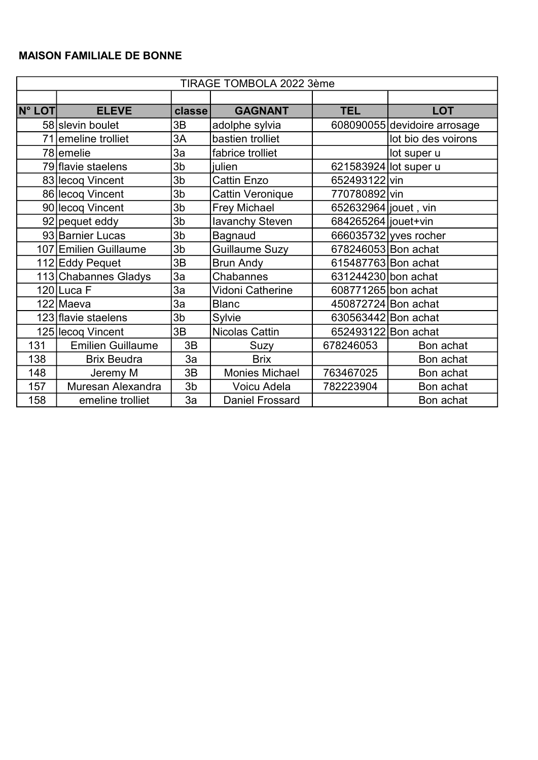**MAISON FAMILIALE DE BONNE**

| TIRAGE TOMBOLA 2022 3ème | | | | | |
|---|---|---|---|---|---|
| | | | | | |
| **N° LOT** | **ELEVE** | **classe** | **GAGNANT** | **TEL** | **LOT** |
| 58 | slevin boulet | 3B | adolphe sylvia | 608090055 | devidoire arrosage |
| 71 | emeline trolliet | 3A | bastien trolliet | | lot bio des voirons |
| 78 | emelie | 3a | fabrice trolliet | | lot super u |
| 79 | flavie staelens | 3b | julien | 621583924 | lot super u |
| 83 | lecoq Vincent | 3b | Cattin Enzo | 652493122 | vin |
| 86 | lecoq Vincent | 3b | Cattin Veronique | 770780892 | vin |
| 90 | lecoq Vincent | 3b | Frey Michael | 652632964 | jouet , vin |
| 92 | pequet eddy | 3b | Iavanchy Steven | 684265264 | jouet+vin |
| 93 | Barnier Lucas | 3b | Bagnaud | 666035732 | yves rocher |
| 107 | Emilien Guillaume | 3b | Guillaume Suzy | 678246053 | Bon achat |
| 112 | Eddy Pequet | 3B | Brun Andy | 615487763 | Bon achat |
| 113 | Chabannes Gladys | 3a | Chabannes | 631244230 | bon achat |
| 120 | Luca F | 3a | Vidoni Catherine | 608771265 | bon achat |
| 122 | Maeva | 3a | Blanc | 450872724 | Bon achat |
| 123 | flavie staelens | 3b | Sylvie | 630563442 | Bon achat |
| 125 | lecoq Vincent | 3B | Nicolas Cattin | 652493122 | Bon achat |
| 131 | Emilien Guillaume | 3B | Suzy | 678246053 | Bon achat |
| 138 | Brix Beudra | 3a | Brix | | Bon achat |
| 148 | Jeremy M | 3B | Monies Michael | 763467025 | Bon achat |
| 157 | Muresan Alexandra | 3b | Voicu Adela | 782223904 | Bon achat |
| 158 | emeline trolliet | 3a | Daniel Frossard | | Bon achat |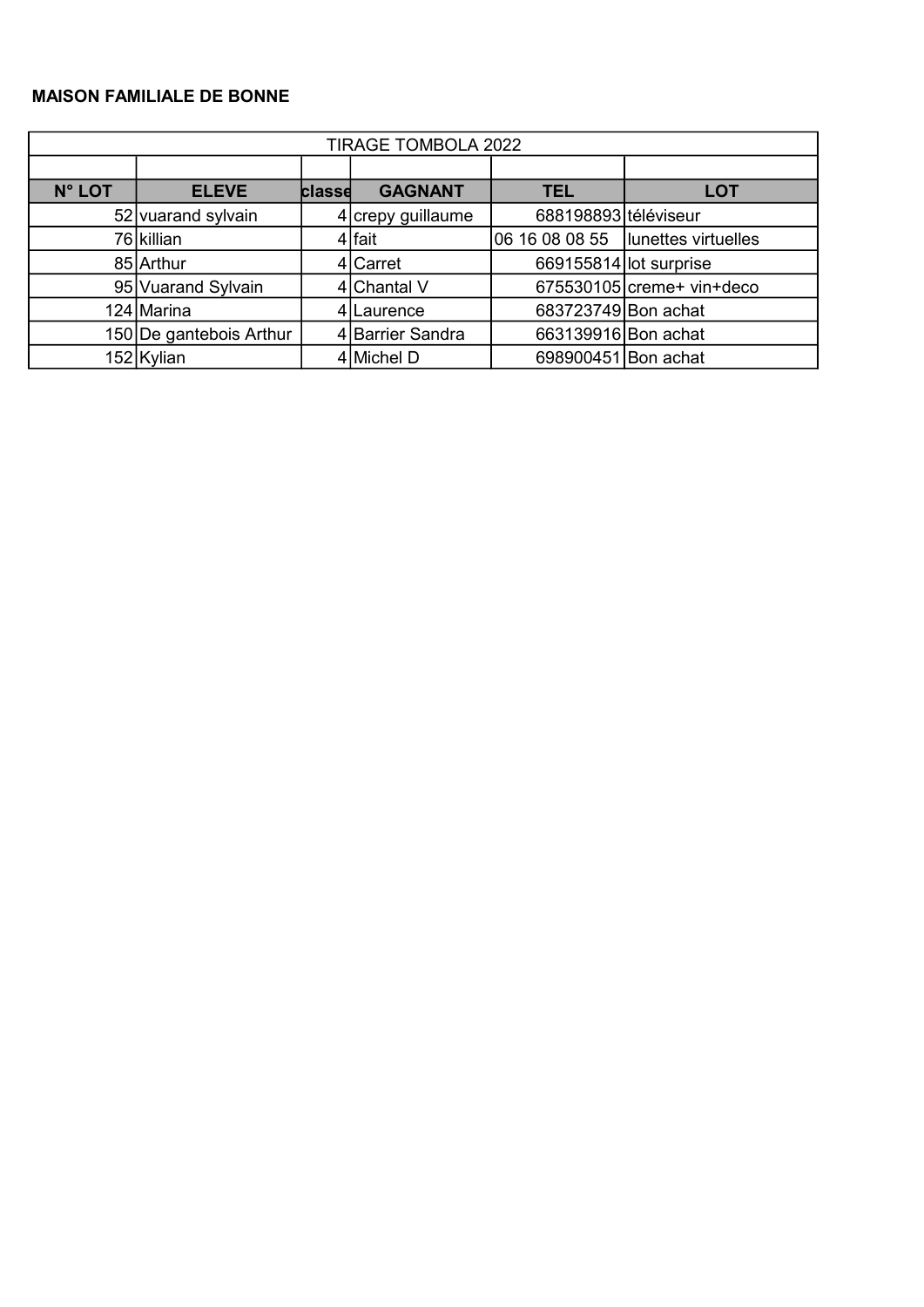**MAISON FAMILIALE DE BONNE**

| TIRAGE TOMBOLA 2022 | | | | | |
|---|---|---|---|---|---|
| | | | | | |
| **N° LOT** | **ELEVE** | **classe** | **GAGNANT** | **TEL** | **LOT** |
| 52 | vuarand sylvain | 4 | crepy guillaume | 688198893 | téléviseur |
| 76 | killian | 4 | fait | 06 16 08 08 55 | lunettes virtuelles |
| 85 | Arthur | 4 | Carret | 669155814 | lot surprise |
| 95 | Vuarand Sylvain | 4 | Chantal V | 675530105 | creme+ vin+deco |
| 124 | Marina | 4 | Laurence | 683723749 | Bon achat |
| 150 | De gantebois Arthur | 4 | Barrier Sandra | 663139916 | Bon achat |
| 152 | Kylian | 4 | Michel D | 698900451 | Bon achat |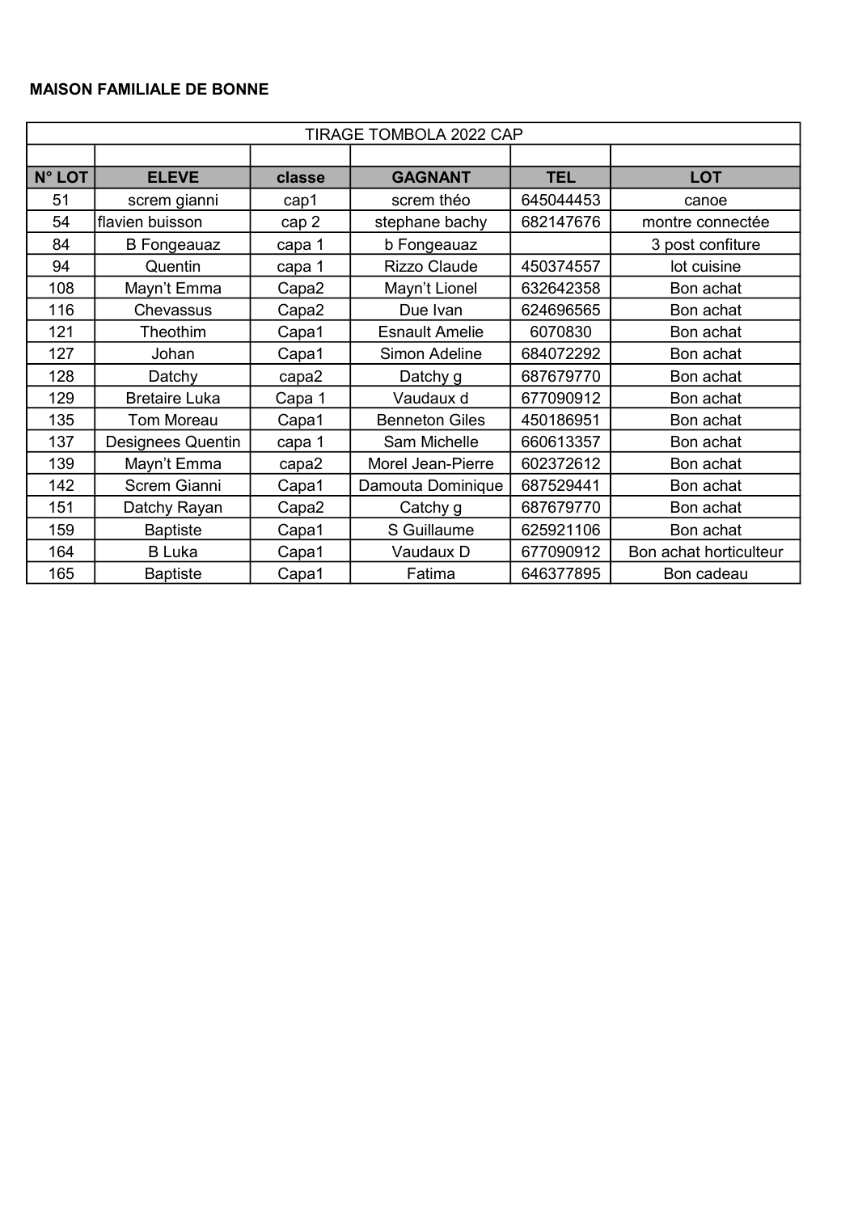**MAISON FAMILIALE DE BONNE**

| TIRAGE TOMBOLA 2022 CAP | | | | | |
|---|---|---|---|---|---|
| | | | | | |
| **N° LOT** | **ELEVE** | **classe** | **GAGNANT** | **TEL** | **LOT** |
| 51 | screm gianni | cap1 | screm théo | 645044453 | canoe |
| 54 | flavien buisson | cap 2 | stephane bachy | 682147676 | montre connectée |
| 84 | B Fongeauaz | capa 1 | b Fongeauaz | | 3 post confiture |
| 94 | Quentin | capa 1 | Rizzo Claude | 450374557 | lot cuisine |
| 108 | Mayn't Emma | Capa2 | Mayn't Lionel | 632642358 | Bon achat |
| 116 | Chevassus | Capa2 | Due Ivan | 624696565 | Bon achat |
| 121 | Theothim | Capa1 | Esnault Amelie | 6070830 | Bon achat |
| 127 | Johan | Capa1 | Simon Adeline | 684072292 | Bon achat |
| 128 | Datchy | capa2 | Datchy g | 687679770 | Bon achat |
| 129 | Bretaire Luka | Capa 1 | Vaudaux d | 677090912 | Bon achat |
| 135 | Tom Moreau | Capa1 | Benneton Giles | 450186951 | Bon achat |
| 137 | Designees Quentin | capa 1 | Sam Michelle | 660613357 | Bon achat |
| 139 | Mayn't Emma | capa2 | Morel Jean-Pierre | 602372612 | Bon achat |
| 142 | Screm Gianni | Capa1 | Damouta Dominique | 687529441 | Bon achat |
| 151 | Datchy Rayan | Capa2 | Catchy g | 687679770 | Bon achat |
| 159 | Baptiste | Capa1 | S Guillaume | 625921106 | Bon achat |
| 164 | B Luka | Capa1 | Vaudaux D | 677090912 | Bon achat horticulteur |
| 165 | Baptiste | Capa1 | Fatima | 646377895 | Bon cadeau |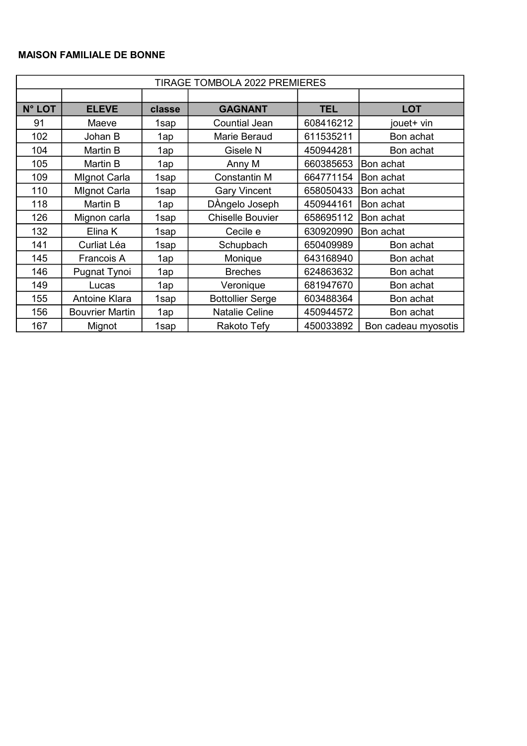**MAISON FAMILIALE DE BONNE**

| TIRAGE TOMBOLA 2022 PREMIERES | | | | | |
|---|---|---|---|---|---|
| | | | | | |
| **N° LOT** | **ELEVE** | **classe** | **GAGNANT** | **TEL** | **LOT** |
| 91 | Maeve | 1sap | Countial Jean | 608416212 | jouet+ vin |
| 102 | Johan B | 1ap | Marie Beraud | 611535211 | Bon achat |
| 104 | Martin B | 1ap | Gisele N | 450944281 | Bon achat |
| 105 | Martin B | 1ap | Anny M | 660385653 | Bon achat |
| 109 | MIgnot Carla | 1sap | Constantin M | 664771154 | Bon achat |
| 110 | MIgnot Carla | 1sap | Gary Vincent | 658050433 | Bon achat |
| 118 | Martin B | 1ap | DÀngelo Joseph | 450944161 | Bon achat |
| 126 | Mignon carla | 1sap | Chiselle Bouvier | 658695112 | Bon achat |
| 132 | Elina K | 1sap | Cecile e | 630920990 | Bon achat |
| 141 | Curliat Léa | 1sap | Schupbach | 650409989 | Bon achat |
| 145 | Francois A | 1ap | Monique | 643168940 | Bon achat |
| 146 | Pugnat Tynoi | 1ap | Breches | 624863632 | Bon achat |
| 149 | Lucas | 1ap | Veronique | 681947670 | Bon achat |
| 155 | Antoine Klara | 1sap | Bottollier Serge | 603488364 | Bon achat |
| 156 | Bouvrier Martin | 1ap | Natalie Celine | 450944572 | Bon achat |
| 167 | Mignot | 1sap | Rakoto Tefy | 450033892 | Bon cadeau myosotis |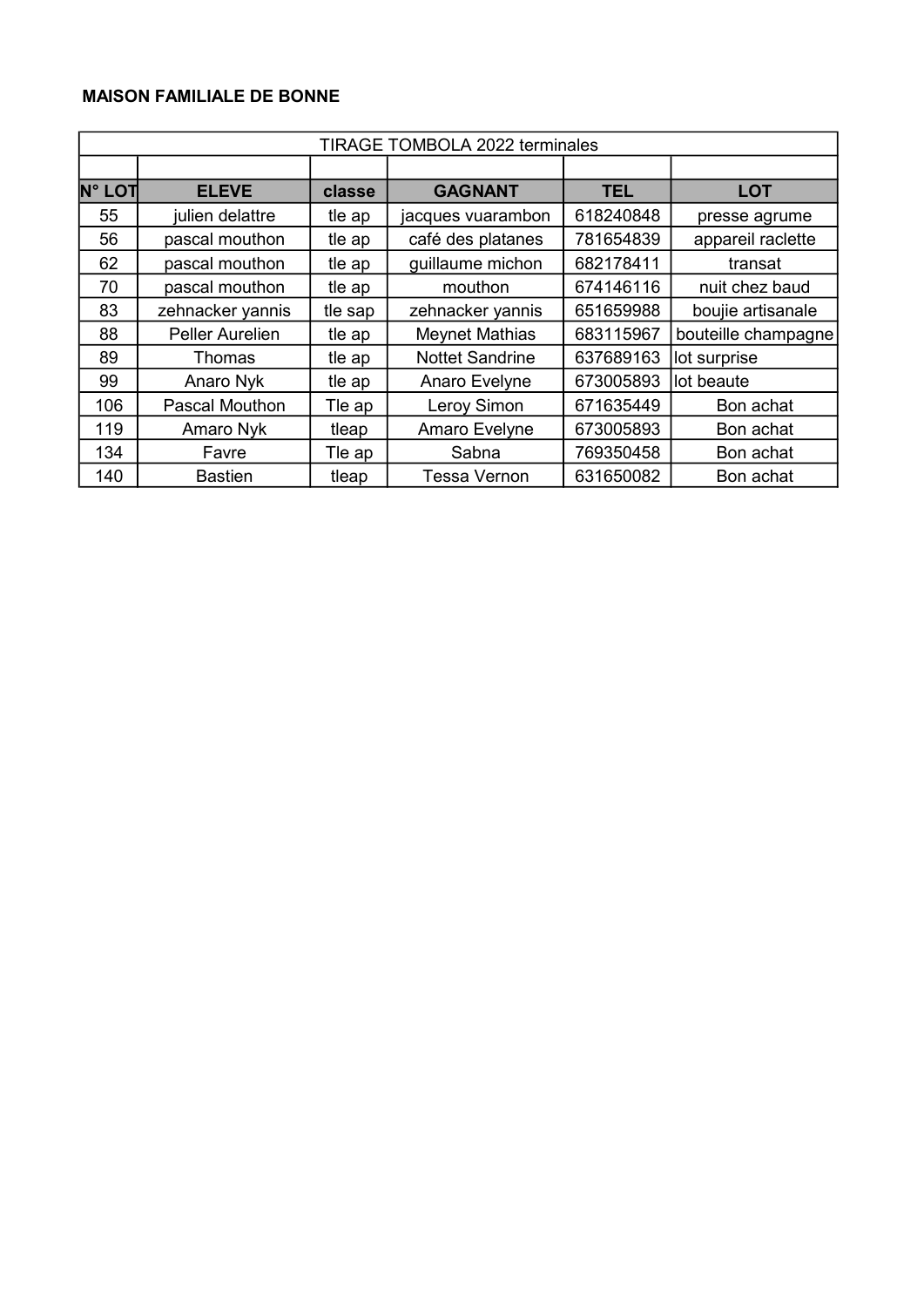**MAISON FAMILIALE DE BONNE**

| TIRAGE TOMBOLA 2022 terminales | | | | | |
|---|---|---|---|---|---|
| | | | | | |
| N° LOT | ELEVE | classe | GAGNANT | TEL | LOT |
| 55 | julien delattre | tle ap | jacques vuarambon | 618240848 | presse agrume |
| 56 | pascal mouthon | tle ap | café des platanes | 781654839 | appareil raclette |
| 62 | pascal mouthon | tle ap | guillaume michon | 682178411 | transat |
| 70 | pascal mouthon | tle ap | mouthon | 674146116 | nuit chez baud |
| 83 | zehnacker yannis | tle sap | zehnacker yannis | 651659988 | boujie artisanale |
| 88 | Peller Aurelien | tle ap | Meynet Mathias | 683115967 | bouteille champagne |
| 89 | Thomas | tle ap | Nottet Sandrine | 637689163 | lot surprise |
| 99 | Anaro Nyk | tle ap | Anaro Evelyne | 673005893 | lot beaute |
| 106 | Pascal Mouthon | Tle ap | Leroy Simon | 671635449 | Bon achat |
| 119 | Amaro Nyk | tleap | Amaro Evelyne | 673005893 | Bon achat |
| 134 | Favre | Tle ap | Sabna | 769350458 | Bon achat |
| 140 | Bastien | tleap | Tessa Vernon | 631650082 | Bon achat |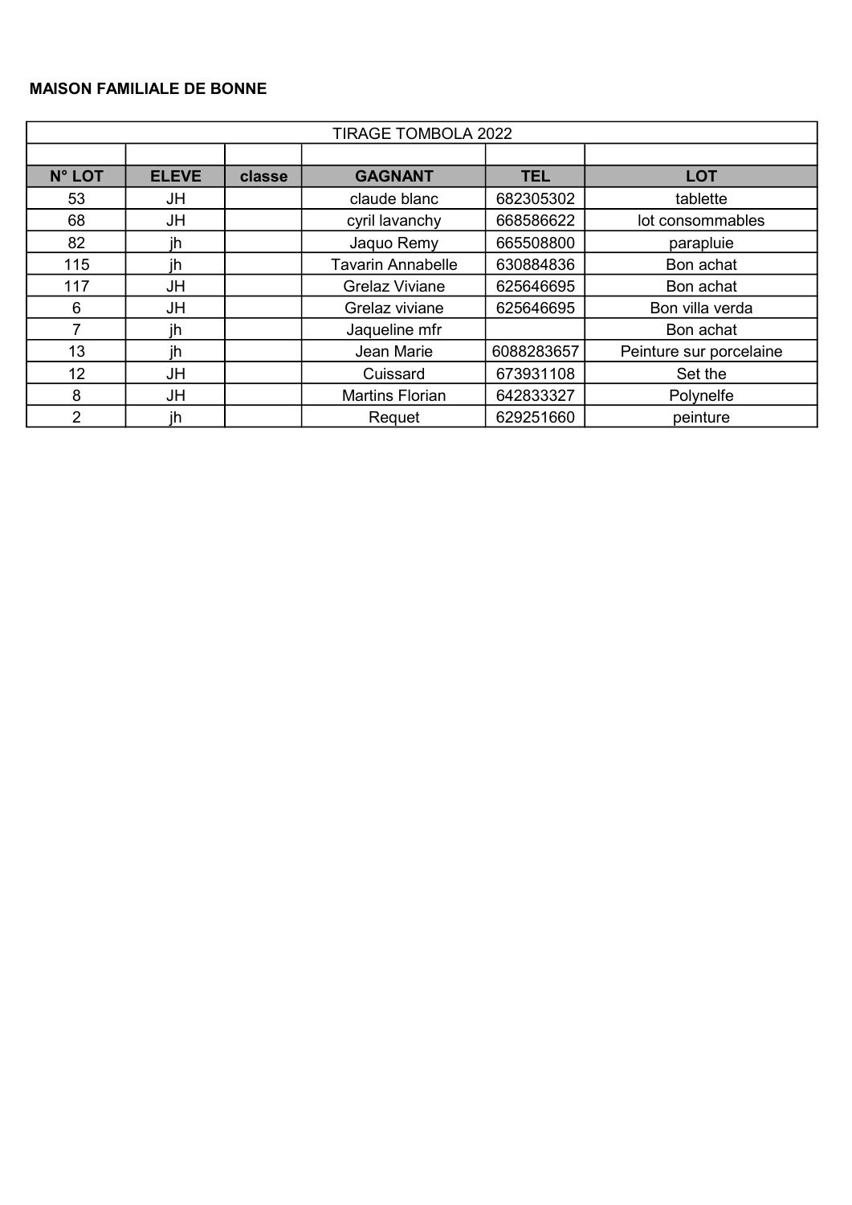**MAISON FAMILIALE DE BONNE**

| TIRAGE TOMBOLA 2022 | | | | | |
|---|---|---|---|---|---|
| | | | | | |
| **N° LOT** | **ELEVE** | **classe** | **GAGNANT** | **TEL** | **LOT** |
| 53 | JH | | claude blanc | 682305302 | tablette |
| 68 | JH | | cyril lavanchy | 668586622 | lot consommables |
| 82 | jh | | Jaquo Remy | 665508800 | parapluie |
| 115 | jh | | Tavarin Annabelle | 630884836 | Bon achat |
| 117 | JH | | Grelaz Viviane | 625646695 | Bon achat |
| 6 | JH | | Grelaz viviane | 625646695 | Bon villa verda |
| 7 | jh | | Jaqueline mfr | | Bon achat |
| 13 | jh | | Jean Marie | 6088283657 | Peinture sur porcelaine |
| 12 | JH | | Cuissard | 673931108 | Set the |
| 8 | JH | | Martins Florian | 642833327 | Polynelfe |
| 2 | jh | | Requet | 629251660 | peinture |